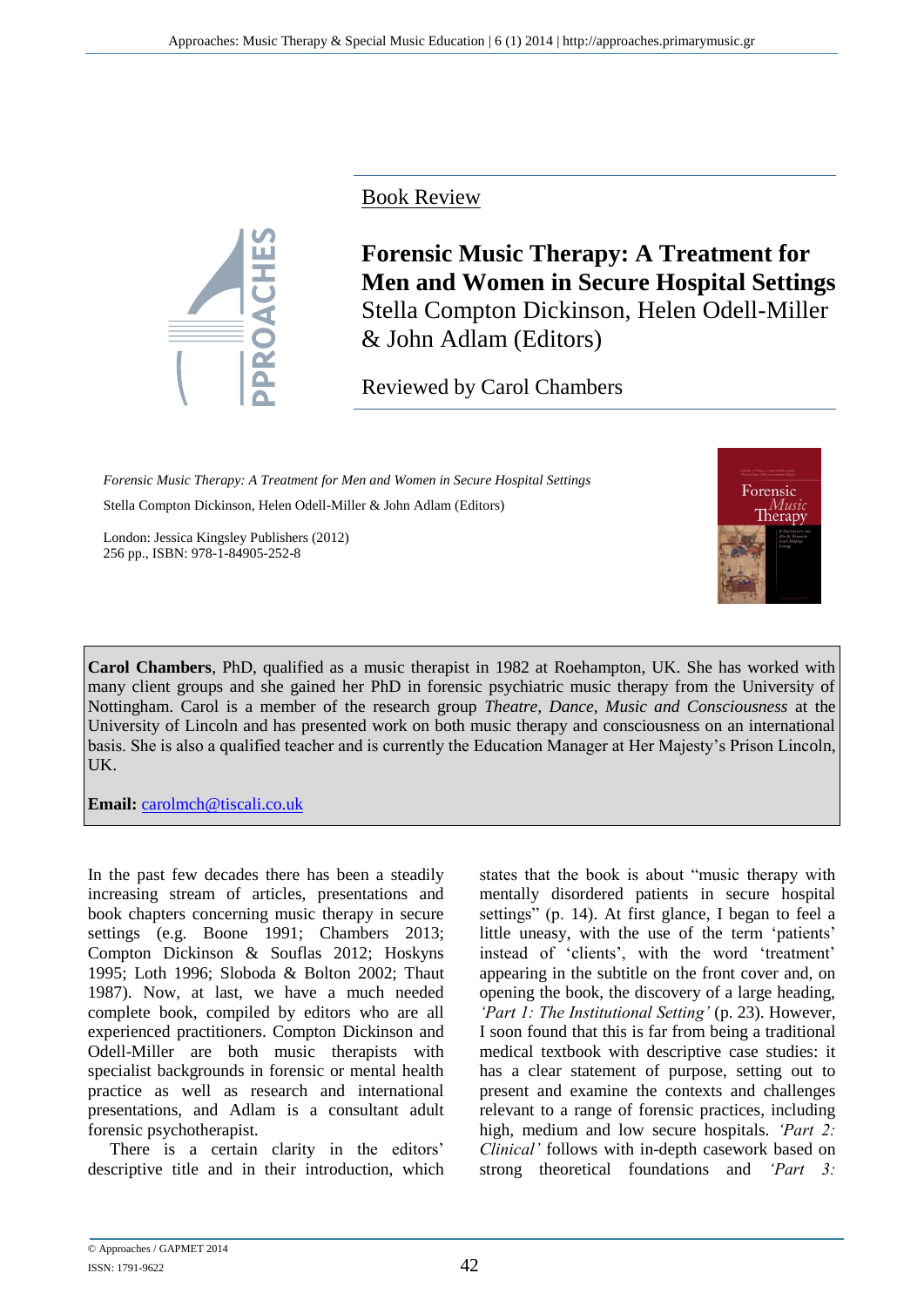Book Review

# Forensic Music Therapy: A Treatment for Men and Women in Secure Hospital Settings

Stella Compton Dickinson, Helen Odell-Miller & John Adlam (Editors)

Reviewed by Carol Chambers

*Forensic Music Therapy: A Treatment for Men and Women in Secure Hospital Settings*

Stella Compton Dickinson, Helen Odell-Miller & John Adlam (Editors)

London: Jessica Kingsley Publishers (2012)
256 pp., ISBN: 978-1-84905-252-8

**Carol Chambers**, PhD, qualified as a music therapist in 1982 at Roehampton, UK. She has worked with many client groups and she gained her PhD in forensic psychiatric music therapy from the University of Nottingham. Carol is a member of the research group *Theatre, Dance, Music and Consciousness* at the University of Lincoln and has presented work on both music therapy and consciousness on an international basis. She is also a qualified teacher and is currently the Education Manager at Her Majesty's Prison Lincoln, UK.

**Email:** carolmch@tiscali.co.uk

In the past few decades there has been a steadily increasing stream of articles, presentations and book chapters concerning music therapy in secure settings (e.g. Boone 1991; Chambers 2013; Compton Dickinson & Souflas 2012; Hoskyns 1995; Loth 1996; Sloboda & Bolton 2002; Thaut 1987). Now, at last, we have a much needed complete book, compiled by editors who are all experienced practitioners. Compton Dickinson and Odell-Miller are both music therapists with specialist backgrounds in forensic or mental health practice as well as research and international presentations, and Adlam is a consultant adult forensic psychotherapist.

There is a certain clarity in the editors' descriptive title and in their introduction, which states that the book is about "music therapy with mentally disordered patients in secure hospital settings" (p. 14). At first glance, I began to feel a little uneasy, with the use of the term 'patients' instead of 'clients', with the word 'treatment' appearing in the subtitle on the front cover and, on opening the book, the discovery of a large heading, *'Part 1: The Institutional Setting'* (p. 23). However, I soon found that this is far from being a traditional medical textbook with descriptive case studies: it has a clear statement of purpose, setting out to present and examine the contexts and challenges relevant to a range of forensic practices, including high, medium and low secure hospitals. *'Part 2: Clinical'* follows with in-depth casework based on strong theoretical foundations and *'Part 3:*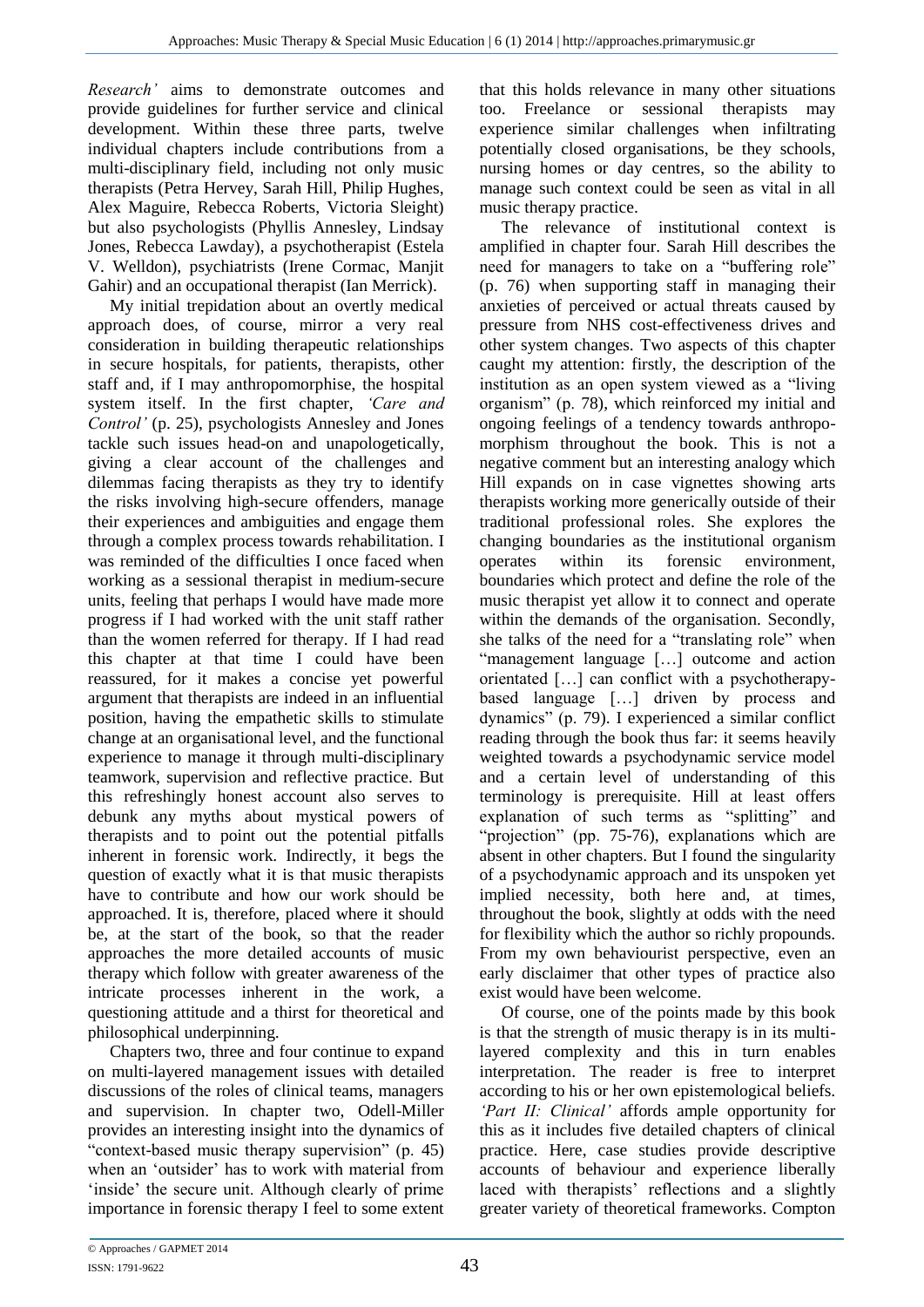*Research'* aims to demonstrate outcomes and provide guidelines for further service and clinical development. Within these three parts, twelve individual chapters include contributions from a multi-disciplinary field, including not only music therapists (Petra Hervey, Sarah Hill, Philip Hughes, Alex Maguire, Rebecca Roberts, Victoria Sleight) but also psychologists (Phyllis Annesley, Lindsay Jones, Rebecca Lawday), a psychotherapist (Estela V. Welldon), psychiatrists (Irene Cormac, Manjit Gahir) and an occupational therapist (Ian Merrick).

My initial trepidation about an overtly medical approach does, of course, mirror a very real consideration in building therapeutic relationships in secure hospitals, for patients, therapists, other staff and, if I may anthropomorphise, the hospital system itself. In the first chapter, *'Care and Control'* (p. 25), psychologists Annesley and Jones tackle such issues head-on and unapologetically, giving a clear account of the challenges and dilemmas facing therapists as they try to identify the risks involving high-secure offenders, manage their experiences and ambiguities and engage them through a complex process towards rehabilitation. I was reminded of the difficulties I once faced when working as a sessional therapist in medium-secure units, feeling that perhaps I would have made more progress if I had worked with the unit staff rather than the women referred for therapy. If I had read this chapter at that time I could have been reassured, for it makes a concise yet powerful argument that therapists are indeed in an influential position, having the empathetic skills to stimulate change at an organisational level, and the functional experience to manage it through multi-disciplinary teamwork, supervision and reflective practice. But this refreshingly honest account also serves to debunk any myths about mystical powers of therapists and to point out the potential pitfalls inherent in forensic work. Indirectly, it begs the question of exactly what it is that music therapists have to contribute and how our work should be approached. It is, therefore, placed where it should be, at the start of the book, so that the reader approaches the more detailed accounts of music therapy which follow with greater awareness of the intricate processes inherent in the work, a questioning attitude and a thirst for theoretical and philosophical underpinning.

Chapters two, three and four continue to expand on multi-layered management issues with detailed discussions of the roles of clinical teams, managers and supervision. In chapter two, Odell-Miller provides an interesting insight into the dynamics of "context-based music therapy supervision" (p. 45) when an 'outsider' has to work with material from 'inside' the secure unit. Although clearly of prime importance in forensic therapy I feel to some extent that this holds relevance in many other situations too. Freelance or sessional therapists may experience similar challenges when infiltrating potentially closed organisations, be they schools, nursing homes or day centres, so the ability to manage such context could be seen as vital in all music therapy practice.

The relevance of institutional context is amplified in chapter four. Sarah Hill describes the need for managers to take on a "buffering role" (p. 76) when supporting staff in managing their anxieties of perceived or actual threats caused by pressure from NHS cost-effectiveness drives and other system changes. Two aspects of this chapter caught my attention: firstly, the description of the institution as an open system viewed as a "living organism" (p. 78), which reinforced my initial and ongoing feelings of a tendency towards anthropomorphism throughout the book. This is not a negative comment but an interesting analogy which Hill expands on in case vignettes showing arts therapists working more generically outside of their traditional professional roles. She explores the changing boundaries as the institutional organism operates within its forensic environment, boundaries which protect and define the role of the music therapist yet allow it to connect and operate within the demands of the organisation. Secondly, she talks of the need for a "translating role" when "management language […] outcome and action orientated […] can conflict with a psychotherapy-based language […] driven by process and dynamics" (p. 79). I experienced a similar conflict reading through the book thus far: it seems heavily weighted towards a psychodynamic service model and a certain level of understanding of this terminology is prerequisite. Hill at least offers explanation of such terms as "splitting" and "projection" (pp. 75-76), explanations which are absent in other chapters. But I found the singularity of a psychodynamic approach and its unspoken yet implied necessity, both here and, at times, throughout the book, slightly at odds with the need for flexibility which the author so richly propounds. From my own behaviourist perspective, even an early disclaimer that other types of practice also exist would have been welcome.

Of course, one of the points made by this book is that the strength of music therapy is in its multi-layered complexity and this in turn enables interpretation. The reader is free to interpret according to his or her own epistemological beliefs. *'Part II: Clinical'* affords ample opportunity for this as it includes five detailed chapters of clinical practice. Here, case studies provide descriptive accounts of behaviour and experience liberally laced with therapists' reflections and a slightly greater variety of theoretical frameworks. Compton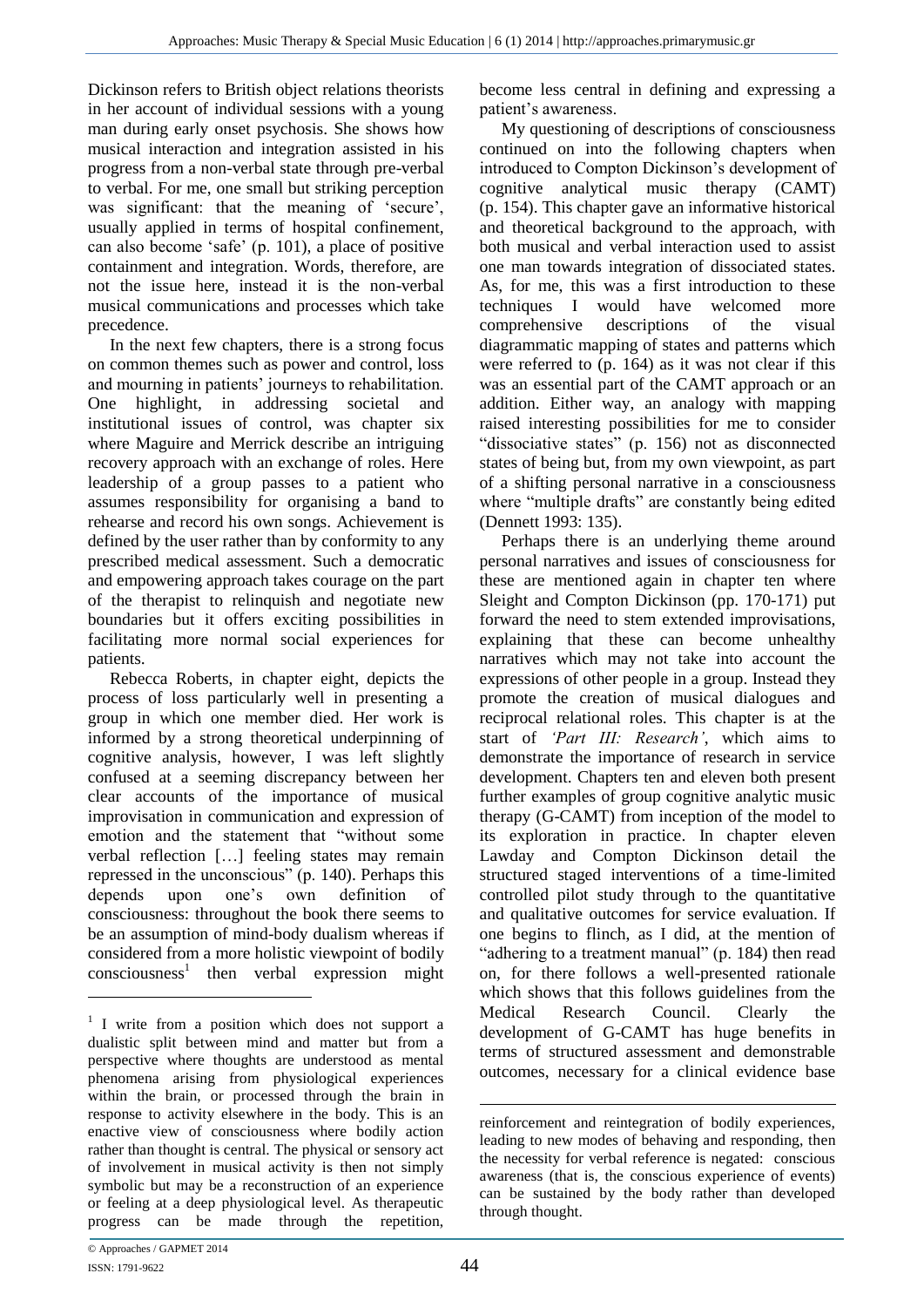Dickinson refers to British object relations theorists in her account of individual sessions with a young man during early onset psychosis. She shows how musical interaction and integration assisted in his progress from a non-verbal state through pre-verbal to verbal. For me, one small but striking perception was significant: that the meaning of 'secure', usually applied in terms of hospital confinement, can also become 'safe' (p. 101), a place of positive containment and integration. Words, therefore, are not the issue here, instead it is the non-verbal musical communications and processes which take precedence.

In the next few chapters, there is a strong focus on common themes such as power and control, loss and mourning in patients' journeys to rehabilitation. One highlight, in addressing societal and institutional issues of control, was chapter six where Maguire and Merrick describe an intriguing recovery approach with an exchange of roles. Here leadership of a group passes to a patient who assumes responsibility for organising a band to rehearse and record his own songs. Achievement is defined by the user rather than by conformity to any prescribed medical assessment. Such a democratic and empowering approach takes courage on the part of the therapist to relinquish and negotiate new boundaries but it offers exciting possibilities in facilitating more normal social experiences for patients.

Rebecca Roberts, in chapter eight, depicts the process of loss particularly well in presenting a group in which one member died. Her work is informed by a strong theoretical underpinning of cognitive analysis, however, I was left slightly confused at a seeming discrepancy between her clear accounts of the importance of musical improvisation in communication and expression of emotion and the statement that "without some verbal reflection […] feeling states may remain repressed in the unconscious" (p. 140). Perhaps this depends upon one's own definition of consciousness: throughout the book there seems to be an assumption of mind-body dualism whereas if considered from a more holistic viewpoint of bodily consciousness[1] then verbal expression might become less central in defining and expressing a patient's awareness.

My questioning of descriptions of consciousness continued on into the following chapters when introduced to Compton Dickinson's development of cognitive analytical music therapy (CAMT) (p. 154). This chapter gave an informative historical and theoretical background to the approach, with both musical and verbal interaction used to assist one man towards integration of dissociated states. As, for me, this was a first introduction to these techniques I would have welcomed more comprehensive descriptions of the visual diagrammatic mapping of states and patterns which were referred to (p. 164) as it was not clear if this was an essential part of the CAMT approach or an addition. Either way, an analogy with mapping raised interesting possibilities for me to consider "dissociative states" (p. 156) not as disconnected states of being but, from my own viewpoint, as part of a shifting personal narrative in a consciousness where "multiple drafts" are constantly being edited (Dennett 1993: 135).

Perhaps there is an underlying theme around personal narratives and issues of consciousness for these are mentioned again in chapter ten where Sleight and Compton Dickinson (pp. 170-171) put forward the need to stem extended improvisations, explaining that these can become unhealthy narratives which may not take into account the expressions of other people in a group. Instead they promote the creation of musical dialogues and reciprocal relational roles. This chapter is at the start of *'Part III: Research'*, which aims to demonstrate the importance of research in service development. Chapters ten and eleven both present further examples of group cognitive analytic music therapy (G-CAMT) from inception of the model to its exploration in practice. In chapter eleven Lawday and Compton Dickinson detail the structured staged interventions of a time-limited controlled pilot study through to the quantitative and qualitative outcomes for service evaluation. If one begins to flinch, as I did, at the mention of "adhering to a treatment manual" (p. 184) then read on, for there follows a well-presented rationale which shows that this follows guidelines from the Medical Research Council. Clearly the development of G-CAMT has huge benefits in terms of structured assessment and demonstrable outcomes, necessary for a clinical evidence base

---

[1] I write from a position which does not support a dualistic split between mind and matter but from a perspective where thoughts are understood as mental phenomena arising from physiological experiences within the brain, or processed through the brain in response to activity elsewhere in the body. This is an enactive view of consciousness where bodily action rather than thought is central. The physical or sensory act of involvement in musical activity is then not simply symbolic but may be a reconstruction of an experience or feeling at a deep physiological level. As therapeutic progress can be made through the repetition, reinforcement and reintegration of bodily experiences, leading to new modes of behaving and responding, then the necessity for verbal reference is negated: conscious awareness (that is, the conscious experience of events) can be sustained by the body rather than developed through thought.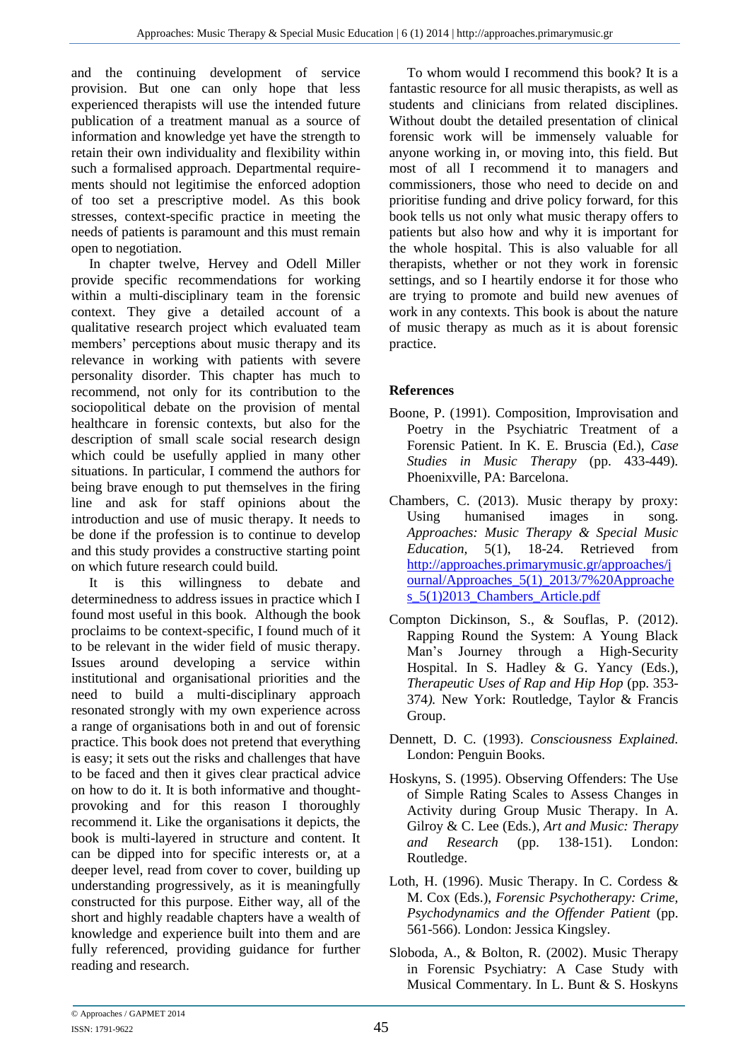and the continuing development of service provision. But one can only hope that less experienced therapists will use the intended future publication of a treatment manual as a source of information and knowledge yet have the strength to retain their own individuality and flexibility within such a formalised approach. Departmental requirements should not legitimise the enforced adoption of too set a prescriptive model. As this book stresses, context-specific practice in meeting the needs of patients is paramount and this must remain open to negotiation.

In chapter twelve, Hervey and Odell Miller provide specific recommendations for working within a multi-disciplinary team in the forensic context. They give a detailed account of a qualitative research project which evaluated team members' perceptions about music therapy and its relevance in working with patients with severe personality disorder. This chapter has much to recommend, not only for its contribution to the sociopolitical debate on the provision of mental healthcare in forensic contexts, but also for the description of small scale social research design which could be usefully applied in many other situations. In particular, I commend the authors for being brave enough to put themselves in the firing line and ask for staff opinions about the introduction and use of music therapy. It needs to be done if the profession is to continue to develop and this study provides a constructive starting point on which future research could build.

It is this willingness to debate and determinedness to address issues in practice which I found most useful in this book. Although the book proclaims to be context-specific, I found much of it to be relevant in the wider field of music therapy. Issues around developing a service within institutional and organisational priorities and the need to build a multi-disciplinary approach resonated strongly with my own experience across a range of organisations both in and out of forensic practice. This book does not pretend that everything is easy; it sets out the risks and challenges that have to be faced and then it gives clear practical advice on how to do it. It is both informative and thought-provoking and for this reason I thoroughly recommend it. Like the organisations it depicts, the book is multi-layered in structure and content. It can be dipped into for specific interests or, at a deeper level, read from cover to cover, building up understanding progressively, as it is meaningfully constructed for this purpose. Either way, all of the short and highly readable chapters have a wealth of knowledge and experience built into them and are fully referenced, providing guidance for further reading and research.

To whom would I recommend this book? It is a fantastic resource for all music therapists, as well as students and clinicians from related disciplines. Without doubt the detailed presentation of clinical forensic work will be immensely valuable for anyone working in, or moving into, this field. But most of all I recommend it to managers and commissioners, those who need to decide on and prioritise funding and drive policy forward, for this book tells us not only what music therapy offers to patients but also how and why it is important for the whole hospital. This is also valuable for all therapists, whether or not they work in forensic settings, and so I heartily endorse it for those who are trying to promote and build new avenues of work in any contexts. This book is about the nature of music therapy as much as it is about forensic practice.

## References

Boone, P. (1991). Composition, Improvisation and Poetry in the Psychiatric Treatment of a Forensic Patient. In K. E. Bruscia (Ed.), *Case Studies in Music Therapy* (pp. 433-449). Phoenixville, PA: Barcelona.

Chambers, C. (2013). Music therapy by proxy: Using humanised images in song. *Approaches: Music Therapy & Special Music Education,* 5(1), 18-24. Retrieved from http://approaches.primarymusic.gr/approaches/journal/Approaches_5(1)_2013/7%20Approaches_5(1)2013_Chambers_Article.pdf

Compton Dickinson, S., & Souflas, P. (2012). Rapping Round the System: A Young Black Man's Journey through a High-Security Hospital. In S. Hadley & G. Yancy (Eds.), *Therapeutic Uses of Rap and Hip Hop* (pp. 353-374*).* New York: Routledge, Taylor & Francis Group.

Dennett, D. C. (1993). *Consciousness Explained.* London: Penguin Books.

Hoskyns, S. (1995). Observing Offenders: The Use of Simple Rating Scales to Assess Changes in Activity during Group Music Therapy. In A. Gilroy & C. Lee (Eds.), *Art and Music: Therapy and Research* (pp. 138-151). London: Routledge.

Loth, H. (1996). Music Therapy. In C. Cordess & M. Cox (Eds.), *Forensic Psychotherapy: Crime, Psychodynamics and the Offender Patient* (pp. 561-566). London: Jessica Kingsley.

Sloboda, A., & Bolton, R. (2002). Music Therapy in Forensic Psychiatry: A Case Study with Musical Commentary. In L. Bunt & S. Hoskyns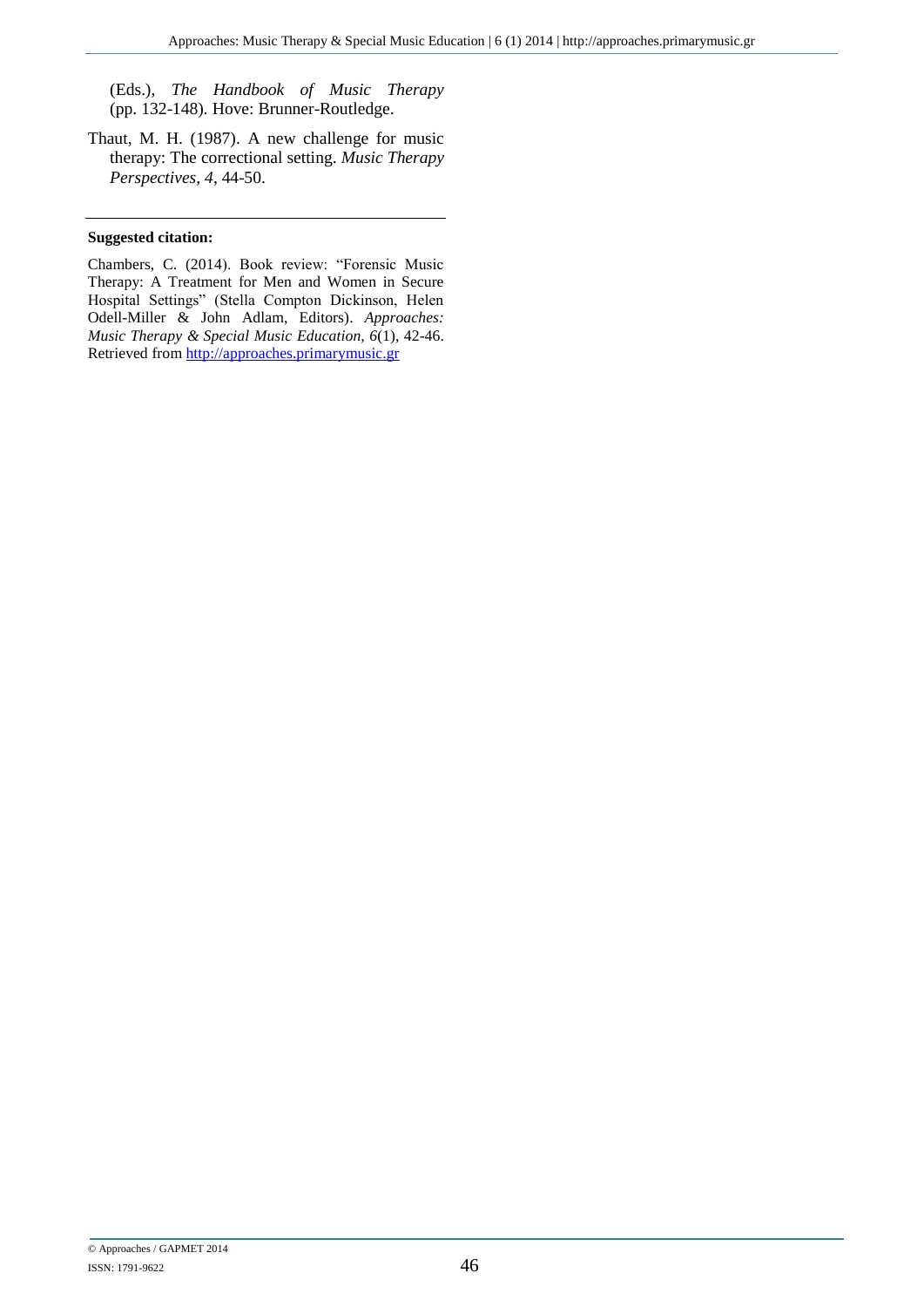(Eds.), *The Handbook of Music Therapy* (pp. 132-148). Hove: Brunner-Routledge.

Thaut, M. H. (1987). A new challenge for music therapy: The correctional setting. *Music Therapy Perspectives*, *4*, 44-50.

---

**Suggested citation:**

Chambers, C. (2014). Book review: "Forensic Music Therapy: A Treatment for Men and Women in Secure Hospital Settings" (Stella Compton Dickinson, Helen Odell-Miller & John Adlam, Editors). *Approaches: Music Therapy & Special Music Education, 6*(1), 42-46. Retrieved from http://approaches.primarymusic.gr